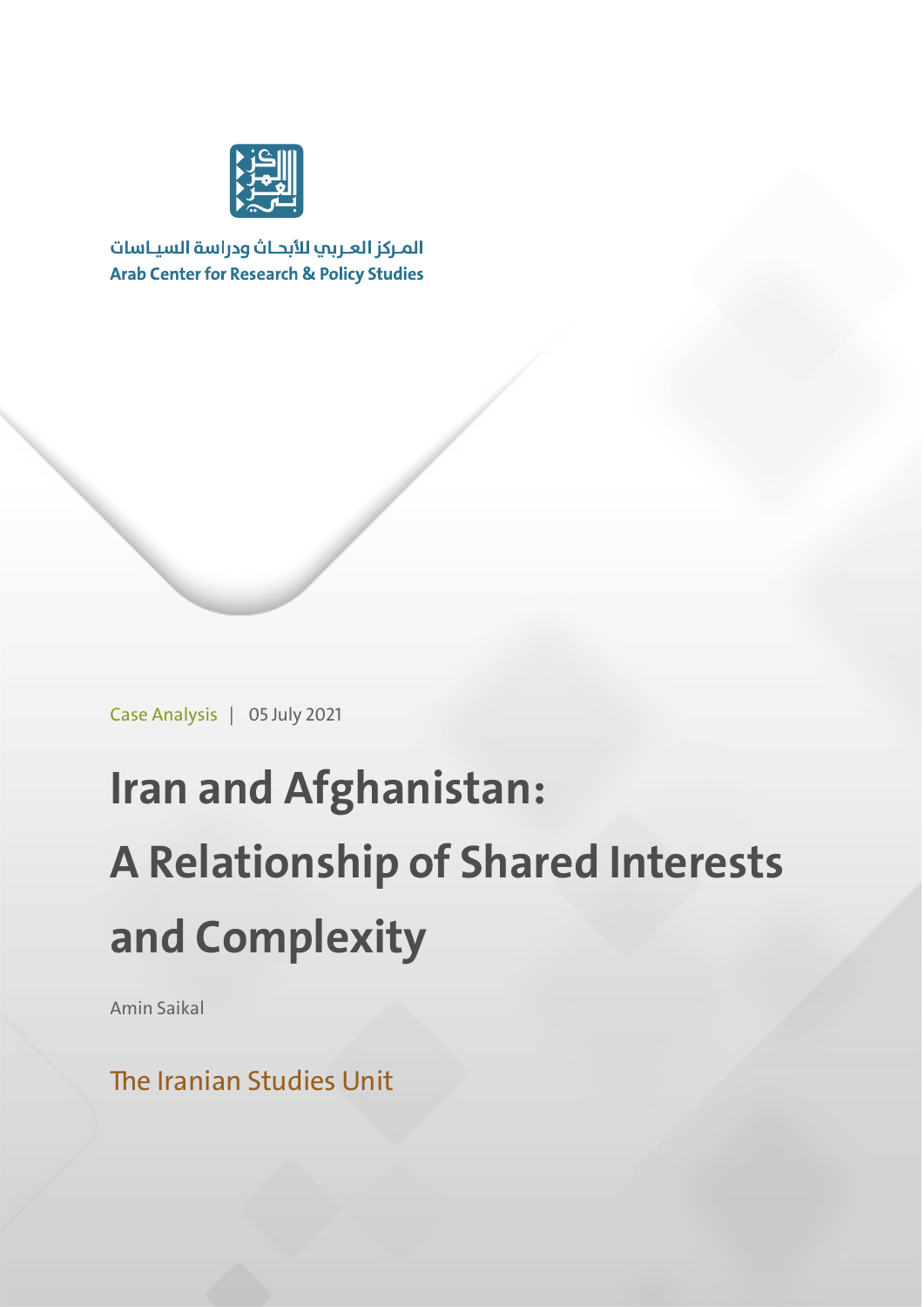المـركز العـربي للأبحـاث ودراسة السيـاسات

**Arab Center for Research & Policy Studies**

Case Analysis | 05 July 2021

# Iran and Afghanistan: A Relationship of Shared Interests and Complexity

Amin Saikal

The Iranian Studies Unit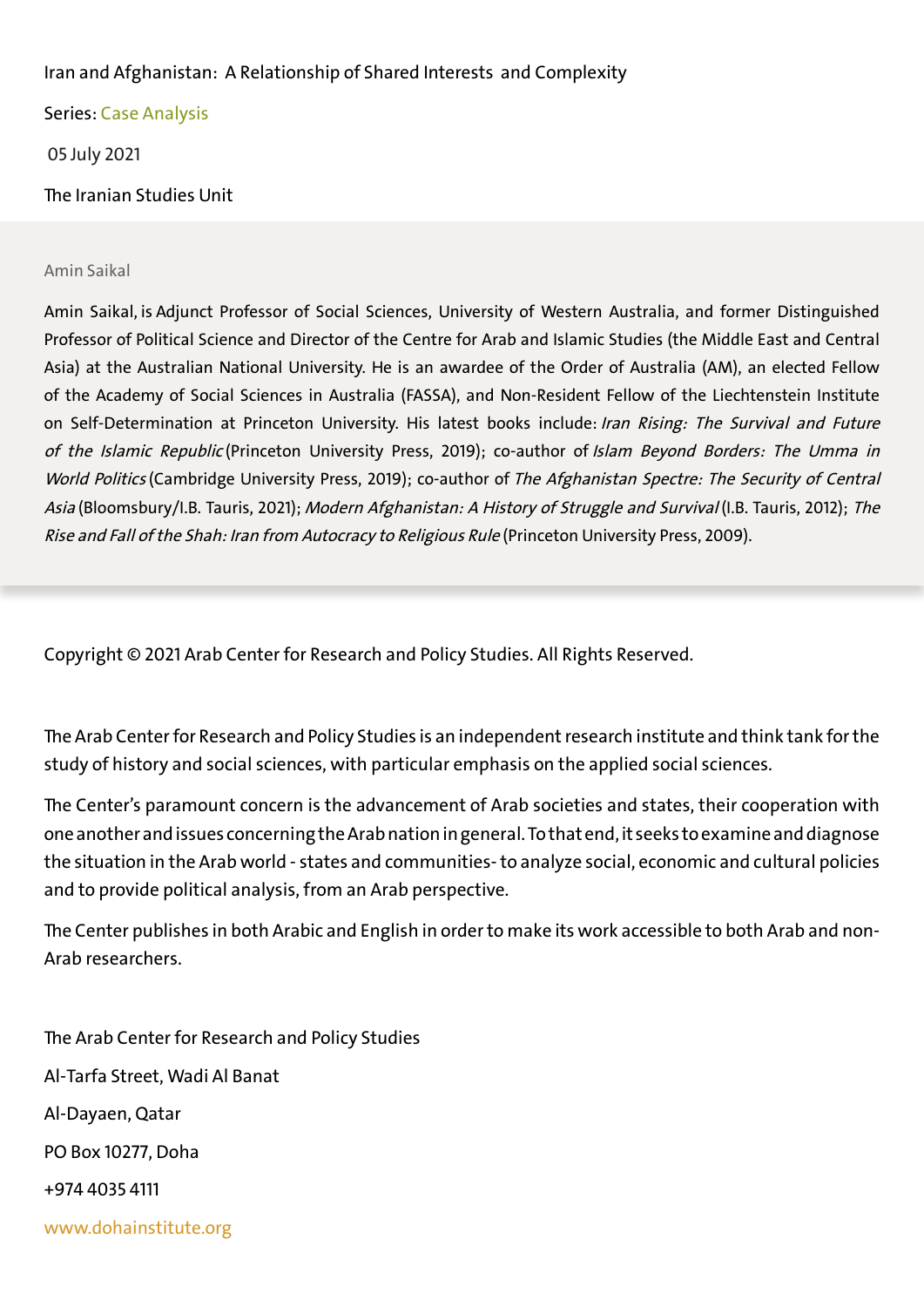Iran and Afghanistan: A Relationship of Shared Interests and Complexity

Series: Case Analysis

05 July 2021

The Iranian Studies Unit

Amin Saikal

Amin Saikal, is Adjunct Professor of Social Sciences, University of Western Australia, and former Distinguished Professor of Political Science and Director of the Centre for Arab and Islamic Studies (the Middle East and Central Asia) at the Australian National University. He is an awardee of the Order of Australia (AM), an elected Fellow of the Academy of Social Sciences in Australia (FASSA), and Non-Resident Fellow of the Liechtenstein Institute on Self-Determination at Princeton University. His latest books include: *Iran Rising: The Survival and Future of the Islamic Republic* (Princeton University Press, 2019); co-author of *Islam Beyond Borders: The Umma in World Politics* (Cambridge University Press, 2019); co-author of *The Afghanistan Spectre: The Security of Central Asia* (Bloomsbury/I.B. Tauris, 2021); *Modern Afghanistan: A History of Struggle and Survival* (I.B. Tauris, 2012); *The Rise and Fall of the Shah: Iran from Autocracy to Religious Rule* (Princeton University Press, 2009).

Copyright © 2021 Arab Center for Research and Policy Studies. All Rights Reserved.

The Arab Center for Research and Policy Studies is an independent research institute and think tank for the study of history and social sciences, with particular emphasis on the applied social sciences.

The Center's paramount concern is the advancement of Arab societies and states, their cooperation with one another and issues concerning the Arab nation in general. To that end, it seeks to examine and diagnose the situation in the Arab world - states and communities- to analyze social, economic and cultural policies and to provide political analysis, from an Arab perspective.

The Center publishes in both Arabic and English in order to make its work accessible to both Arab and non-Arab researchers.

The Arab Center for Research and Policy Studies

Al-Tarfa Street, Wadi Al Banat

Al-Dayaen, Qatar

PO Box 10277, Doha

+974 4035 4111

www.dohainstitute.org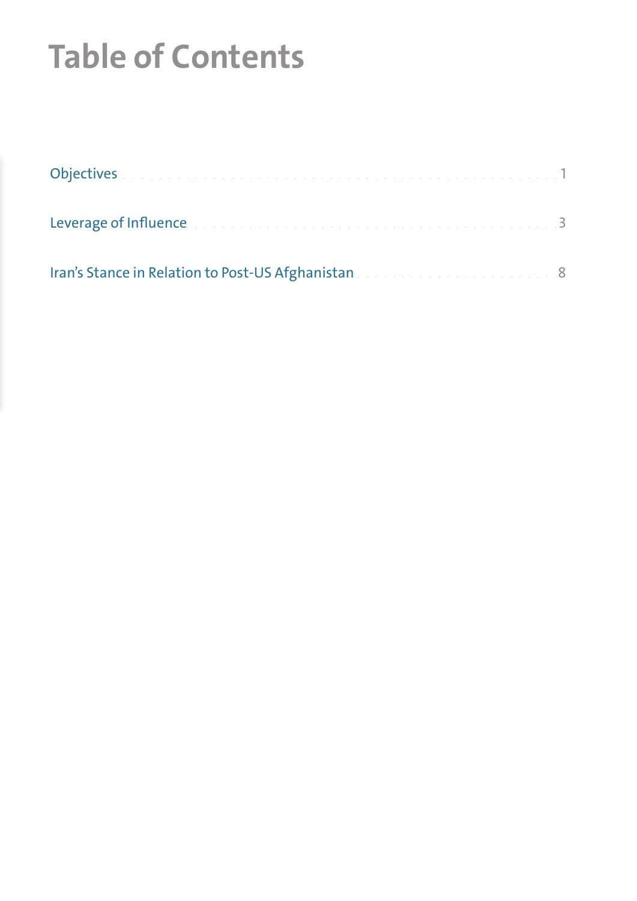# Table of Contents

| | |
|---|---|
| Objectives | 1 |
| Leverage of Influence | 3 |
| Iran’s Stance in Relation to Post-US Afghanistan | 8 |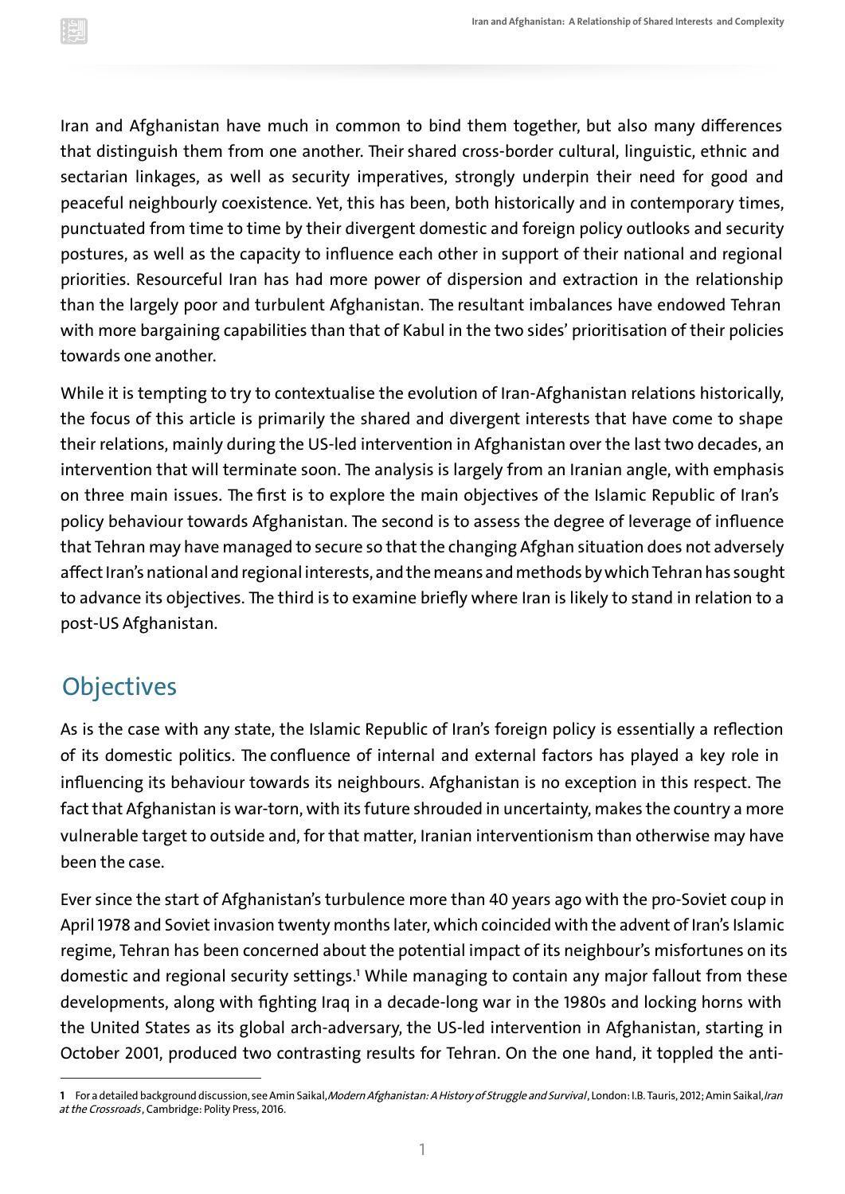Iran and Afghanistan have much in common to bind them together, but also many differences that distinguish them from one another. Their shared cross-border cultural, linguistic, ethnic and sectarian linkages, as well as security imperatives, strongly underpin their need for good and peaceful neighbourly coexistence. Yet, this has been, both historically and in contemporary times, punctuated from time to time by their divergent domestic and foreign policy outlooks and security postures, as well as the capacity to influence each other in support of their national and regional priorities. Resourceful Iran has had more power of dispersion and extraction in the relationship than the largely poor and turbulent Afghanistan. The resultant imbalances have endowed Tehran with more bargaining capabilities than that of Kabul in the two sides' prioritisation of their policies towards one another.

While it is tempting to try to contextualise the evolution of Iran-Afghanistan relations historically, the focus of this article is primarily the shared and divergent interests that have come to shape their relations, mainly during the US-led intervention in Afghanistan over the last two decades, an intervention that will terminate soon. The analysis is largely from an Iranian angle, with emphasis on three main issues. The first is to explore the main objectives of the Islamic Republic of Iran's policy behaviour towards Afghanistan. The second is to assess the degree of leverage of influence that Tehran may have managed to secure so that the changing Afghan situation does not adversely affect Iran's national and regional interests, and the means and methods by which Tehran has sought to advance its objectives. The third is to examine briefly where Iran is likely to stand in relation to a post-US Afghanistan.

## Objectives

As is the case with any state, the Islamic Republic of Iran's foreign policy is essentially a reflection of its domestic politics. The confluence of internal and external factors has played a key role in influencing its behaviour towards its neighbours. Afghanistan is no exception in this respect. The fact that Afghanistan is war-torn, with its future shrouded in uncertainty, makes the country a more vulnerable target to outside and, for that matter, Iranian interventionism than otherwise may have been the case.

Ever since the start of Afghanistan's turbulence more than 40 years ago with the pro-Soviet coup in April 1978 and Soviet invasion twenty months later, which coincided with the advent of Iran's Islamic regime, Tehran has been concerned about the potential impact of its neighbour's misfortunes on its domestic and regional security settings.[1] While managing to contain any major fallout from these developments, along with fighting Iraq in a decade-long war in the 1980s and locking horns with the United States as its global arch-adversary, the US-led intervention in Afghanistan, starting in October 2001, produced two contrasting results for Tehran. On the one hand, it toppled the anti-

---

[1] For a detailed background discussion, see Amin Saikal, *Modern Afghanistan: A History of Struggle and Survival*, London: I.B. Tauris, 2012; Amin Saikal, *Iran at the Crossroads*, Cambridge: Polity Press, 2016.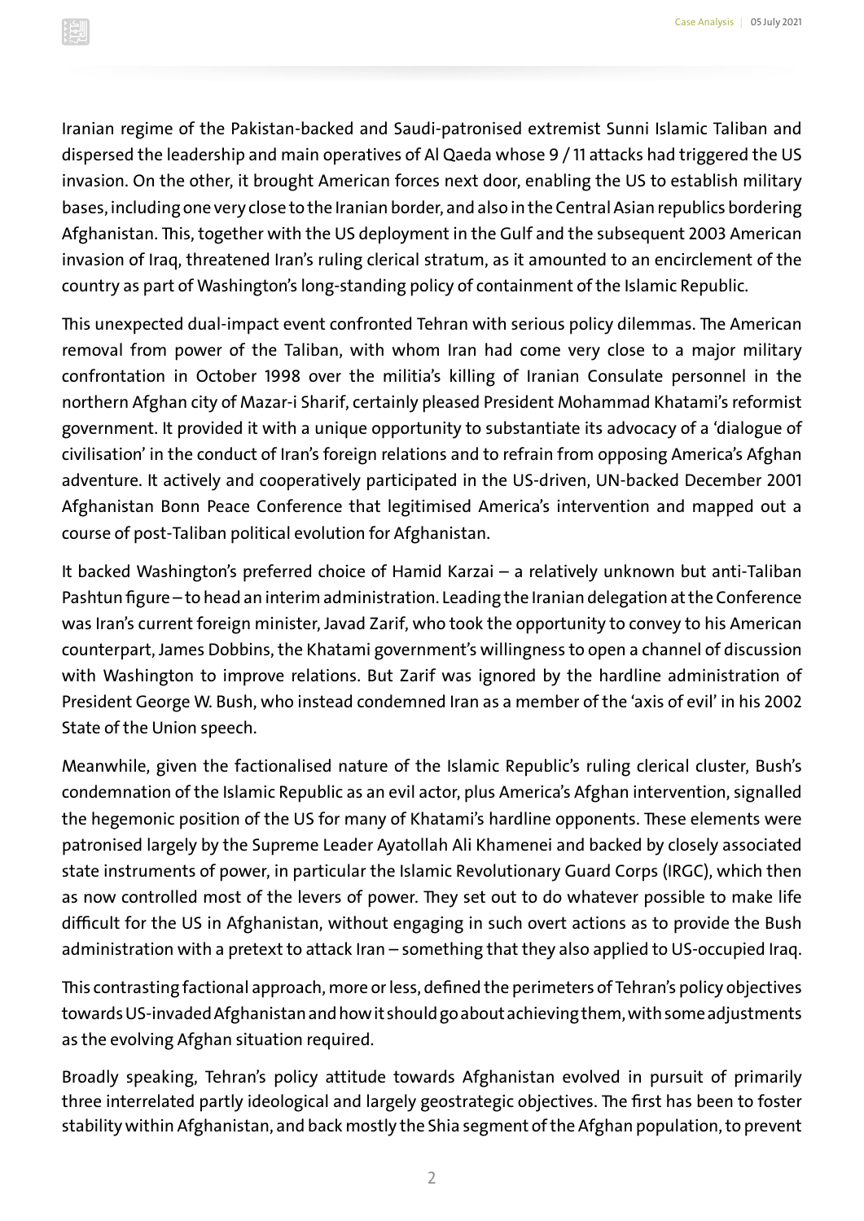Iranian regime of the Pakistan-backed and Saudi-patronised extremist Sunni Islamic Taliban and dispersed the leadership and main operatives of Al Qaeda whose 9 / 11 attacks had triggered the US invasion. On the other, it brought American forces next door, enabling the US to establish military bases, including one very close to the Iranian border, and also in the Central Asian republics bordering Afghanistan. This, together with the US deployment in the Gulf and the subsequent 2003 American invasion of Iraq, threatened Iran's ruling clerical stratum, as it amounted to an encirclement of the country as part of Washington's long-standing policy of containment of the Islamic Republic.

This unexpected dual-impact event confronted Tehran with serious policy dilemmas. The American removal from power of the Taliban, with whom Iran had come very close to a major military confrontation in October 1998 over the militia's killing of Iranian Consulate personnel in the northern Afghan city of Mazar-i Sharif, certainly pleased President Mohammad Khatami's reformist government. It provided it with a unique opportunity to substantiate its advocacy of a 'dialogue of civilisation' in the conduct of Iran's foreign relations and to refrain from opposing America's Afghan adventure. It actively and cooperatively participated in the US-driven, UN-backed December 2001 Afghanistan Bonn Peace Conference that legitimised America's intervention and mapped out a course of post-Taliban political evolution for Afghanistan.

It backed Washington's preferred choice of Hamid Karzai – a relatively unknown but anti-Taliban Pashtun figure – to head an interim administration. Leading the Iranian delegation at the Conference was Iran's current foreign minister, Javad Zarif, who took the opportunity to convey to his American counterpart, James Dobbins, the Khatami government's willingness to open a channel of discussion with Washington to improve relations. But Zarif was ignored by the hardline administration of President George W. Bush, who instead condemned Iran as a member of the 'axis of evil' in his 2002 State of the Union speech.

Meanwhile, given the factionalised nature of the Islamic Republic's ruling clerical cluster, Bush's condemnation of the Islamic Republic as an evil actor, plus America's Afghan intervention, signalled the hegemonic position of the US for many of Khatami's hardline opponents. These elements were patronised largely by the Supreme Leader Ayatollah Ali Khamenei and backed by closely associated state instruments of power, in particular the Islamic Revolutionary Guard Corps (IRGC), which then as now controlled most of the levers of power. They set out to do whatever possible to make life difficult for the US in Afghanistan, without engaging in such overt actions as to provide the Bush administration with a pretext to attack Iran – something that they also applied to US-occupied Iraq.

This contrasting factional approach, more or less, defined the perimeters of Tehran's policy objectives towards US-invaded Afghanistan and how it should go about achieving them, with some adjustments as the evolving Afghan situation required.

Broadly speaking, Tehran's policy attitude towards Afghanistan evolved in pursuit of primarily three interrelated partly ideological and largely geostrategic objectives. The first has been to foster stability within Afghanistan, and back mostly the Shia segment of the Afghan population, to prevent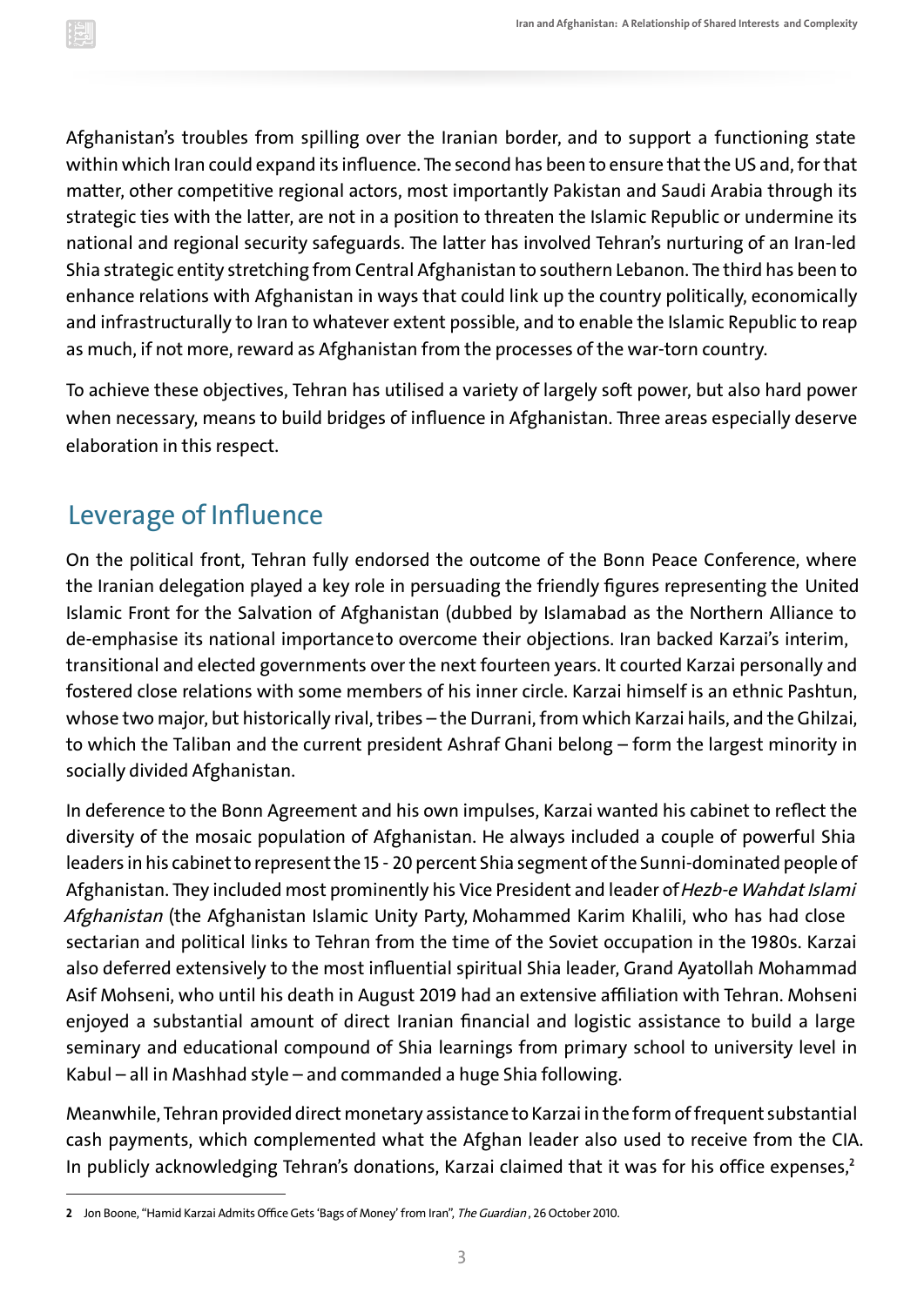Afghanistan's troubles from spilling over the Iranian border, and to support a functioning state within which Iran could expand its influence. The second has been to ensure that the US and, for that matter, other competitive regional actors, most importantly Pakistan and Saudi Arabia through its strategic ties with the latter, are not in a position to threaten the Islamic Republic or undermine its national and regional security safeguards. The latter has involved Tehran's nurturing of an Iran-led Shia strategic entity stretching from Central Afghanistan to southern Lebanon. The third has been to enhance relations with Afghanistan in ways that could link up the country politically, economically and infrastructurally to Iran to whatever extent possible, and to enable the Islamic Republic to reap as much, if not more, reward as Afghanistan from the processes of the war-torn country.

To achieve these objectives, Tehran has utilised a variety of largely soft power, but also hard power when necessary, means to build bridges of influence in Afghanistan. Three areas especially deserve elaboration in this respect.

## Leverage of Influence

On the political front, Tehran fully endorsed the outcome of the Bonn Peace Conference, where the Iranian delegation played a key role in persuading the friendly figures representing the United Islamic Front for the Salvation of Afghanistan (dubbed by Islamabad as the Northern Alliance to de-emphasise its national importance to overcome their objections. Iran backed Karzai's interim, transitional and elected governments over the next fourteen years. It courted Karzai personally and fostered close relations with some members of his inner circle. Karzai himself is an ethnic Pashtun, whose two major, but historically rival, tribes – the Durrani, from which Karzai hails, and the Ghilzai, to which the Taliban and the current president Ashraf Ghani belong – form the largest minority in socially divided Afghanistan.

In deference to the Bonn Agreement and his own impulses, Karzai wanted his cabinet to reflect the diversity of the mosaic population of Afghanistan. He always included a couple of powerful Shia leaders in his cabinet to represent the 15 - 20 percent Shia segment of the Sunni-dominated people of Afghanistan. They included most prominently his Vice President and leader of *Hezb-e Wahdat Islami Afghanistan* (the Afghanistan Islamic Unity Party, Mohammed Karim Khalili, who has had close sectarian and political links to Tehran from the time of the Soviet occupation in the 1980s. Karzai also deferred extensively to the most influential spiritual Shia leader, Grand Ayatollah Mohammad Asif Mohseni, who until his death in August 2019 had an extensive affiliation with Tehran. Mohseni enjoyed a substantial amount of direct Iranian financial and logistic assistance to build a large seminary and educational compound of Shia learnings from primary school to university level in Kabul – all in Mashhad style – and commanded a huge Shia following.

Meanwhile, Tehran provided direct monetary assistance to Karzai in the form of frequent substantial cash payments, which complemented what the Afghan leader also used to receive from the CIA. In publicly acknowledging Tehran's donations, Karzai claimed that it was for his office expenses,[2]

---

**2** Jon Boone, "Hamid Karzai Admits Office Gets 'Bags of Money' from Iran", *The Guardian*, 26 October 2010.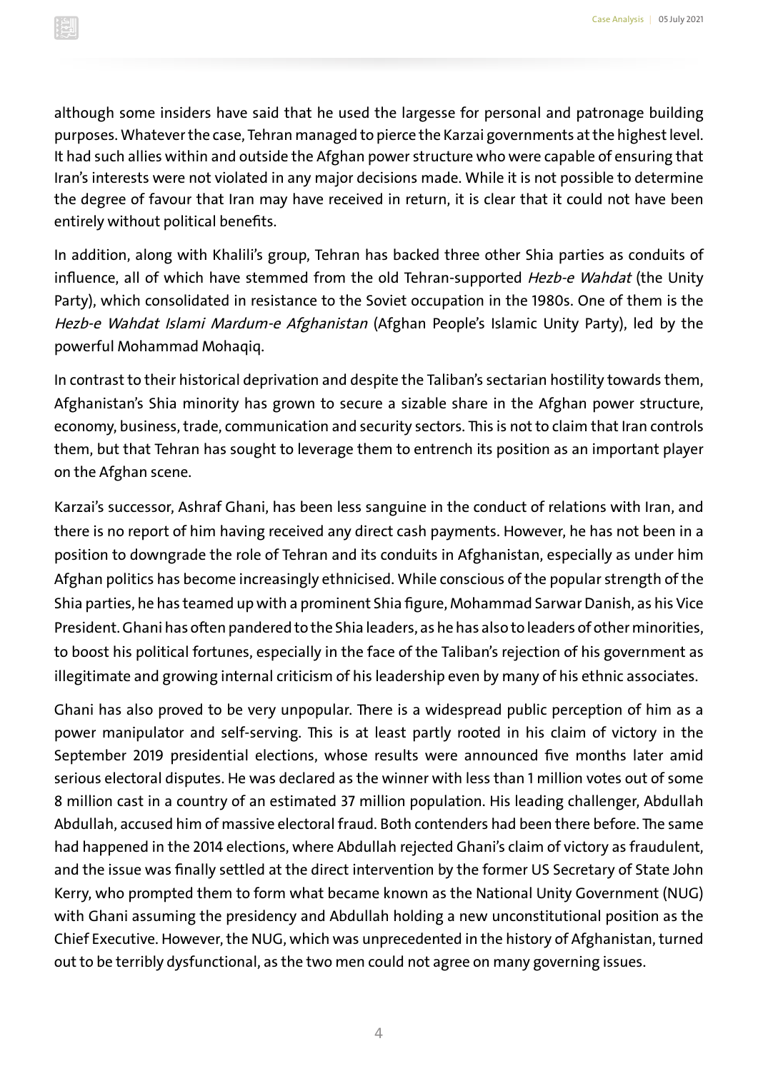although some insiders have said that he used the largesse for personal and patronage building purposes. Whatever the case, Tehran managed to pierce the Karzai governments at the highest level. It had such allies within and outside the Afghan power structure who were capable of ensuring that Iran's interests were not violated in any major decisions made. While it is not possible to determine the degree of favour that Iran may have received in return, it is clear that it could not have been entirely without political benefits.

In addition, along with Khalili's group, Tehran has backed three other Shia parties as conduits of influence, all of which have stemmed from the old Tehran-supported *Hezb-e Wahdat* (the Unity Party), which consolidated in resistance to the Soviet occupation in the 1980s. One of them is the *Hezb-e Wahdat Islami Mardum-e Afghanistan* (Afghan People's Islamic Unity Party), led by the powerful Mohammad Mohaqiq.

In contrast to their historical deprivation and despite the Taliban's sectarian hostility towards them, Afghanistan's Shia minority has grown to secure a sizable share in the Afghan power structure, economy, business, trade, communication and security sectors. This is not to claim that Iran controls them, but that Tehran has sought to leverage them to entrench its position as an important player on the Afghan scene.

Karzai's successor, Ashraf Ghani, has been less sanguine in the conduct of relations with Iran, and there is no report of him having received any direct cash payments. However, he has not been in a position to downgrade the role of Tehran and its conduits in Afghanistan, especially as under him Afghan politics has become increasingly ethnicised. While conscious of the popular strength of the Shia parties, he has teamed up with a prominent Shia figure, Mohammad Sarwar Danish, as his Vice President. Ghani has often pandered to the Shia leaders, as he has also to leaders of other minorities, to boost his political fortunes, especially in the face of the Taliban's rejection of his government as illegitimate and growing internal criticism of his leadership even by many of his ethnic associates.

Ghani has also proved to be very unpopular. There is a widespread public perception of him as a power manipulator and self-serving. This is at least partly rooted in his claim of victory in the September 2019 presidential elections, whose results were announced five months later amid serious electoral disputes. He was declared as the winner with less than 1 million votes out of some 8 million cast in a country of an estimated 37 million population. His leading challenger, Abdullah Abdullah, accused him of massive electoral fraud. Both contenders had been there before. The same had happened in the 2014 elections, where Abdullah rejected Ghani's claim of victory as fraudulent, and the issue was finally settled at the direct intervention by the former US Secretary of State John Kerry, who prompted them to form what became known as the National Unity Government (NUG) with Ghani assuming the presidency and Abdullah holding a new unconstitutional position as the Chief Executive. However, the NUG, which was unprecedented in the history of Afghanistan, turned out to be terribly dysfunctional, as the two men could not agree on many governing issues.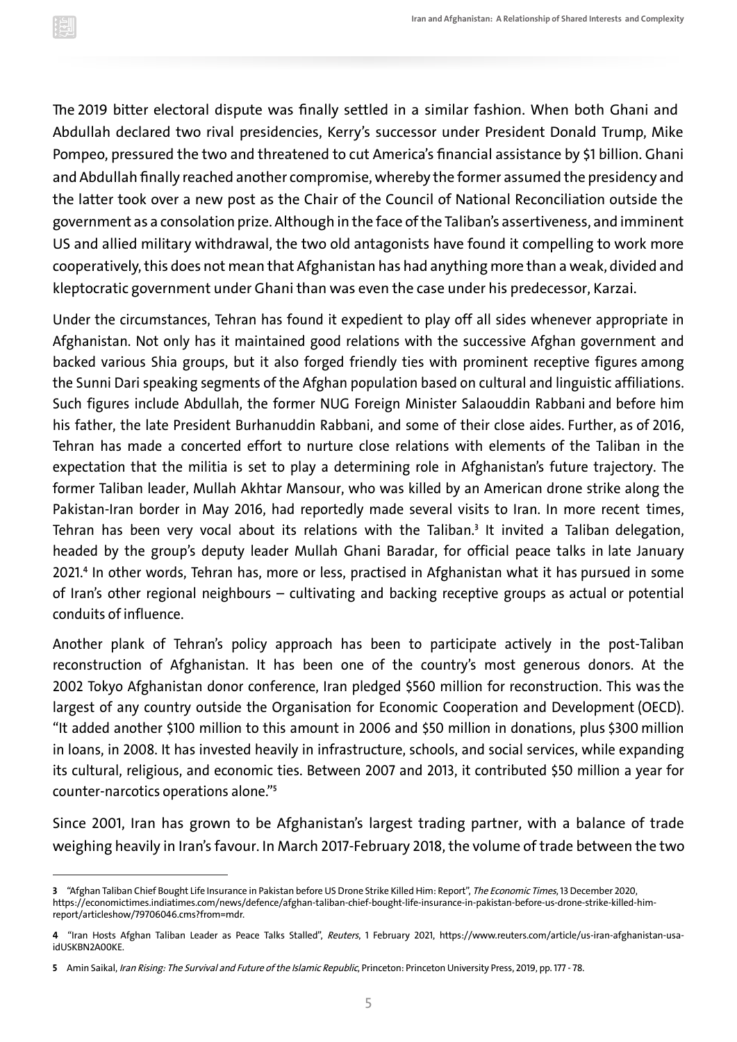The 2019 bitter electoral dispute was finally settled in a similar fashion. When both Ghani and Abdullah declared two rival presidencies, Kerry's successor under President Donald Trump, Mike Pompeo, pressured the two and threatened to cut America's financial assistance by $1 billion. Ghani and Abdullah finally reached another compromise, whereby the former assumed the presidency and the latter took over a new post as the Chair of the Council of National Reconciliation outside the government as a consolation prize. Although in the face of the Taliban's assertiveness, and imminent US and allied military withdrawal, the two old antagonists have found it compelling to work more cooperatively, this does not mean that Afghanistan has had anything more than a weak, divided and kleptocratic government under Ghani than was even the case under his predecessor, Karzai.

Under the circumstances, Tehran has found it expedient to play off all sides whenever appropriate in Afghanistan. Not only has it maintained good relations with the successive Afghan government and backed various Shia groups, but it also forged friendly ties with prominent receptive figures among the Sunni Dari speaking segments of the Afghan population based on cultural and linguistic affiliations. Such figures include Abdullah, the former NUG Foreign Minister Salaouddin Rabbani and before him his father, the late President Burhanuddin Rabbani, and some of their close aides. Further, as of 2016, Tehran has made a concerted effort to nurture close relations with elements of the Taliban in the expectation that the militia is set to play a determining role in Afghanistan's future trajectory. The former Taliban leader, Mullah Akhtar Mansour, who was killed by an American drone strike along the Pakistan-Iran border in May 2016, had reportedly made several visits to Iran. In more recent times, Tehran has been very vocal about its relations with the Taliban.[3] It invited a Taliban delegation, headed by the group's deputy leader Mullah Ghani Baradar, for official peace talks in late January 2021.[4] In other words, Tehran has, more or less, practised in Afghanistan what it has pursued in some of Iran's other regional neighbours – cultivating and backing receptive groups as actual or potential conduits of influence.

Another plank of Tehran's policy approach has been to participate actively in the post-Taliban reconstruction of Afghanistan. It has been one of the country's most generous donors. At the 2002 Tokyo Afghanistan donor conference, Iran pledged $560 million for reconstruction. This was the largest of any country outside the Organisation for Economic Cooperation and Development (OECD). "It added another $100 million to this amount in 2006 and $50 million in donations, plus $300 million in loans, in 2008. It has invested heavily in infrastructure, schools, and social services, while expanding its cultural, religious, and economic ties. Between 2007 and 2013, it contributed $50 million a year for counter-narcotics operations alone."[5]

Since 2001, Iran has grown to be Afghanistan's largest trading partner, with a balance of trade weighing heavily in Iran's favour. In March 2017-February 2018, the volume of trade between the two

---

3 "Afghan Taliban Chief Bought Life Insurance in Pakistan before US Drone Strike Killed Him: Report", *The Economic Times*, 13 December 2020, https://economictimes.indiatimes.com/news/defence/afghan-taliban-chief-bought-life-insurance-in-pakistan-before-us-drone-strike-killed-him-report/articleshow/79706046.cms?from=mdr.

4 "Iran Hosts Afghan Taliban Leader as Peace Talks Stalled", *Reuters*, 1 February 2021, https://www.reuters.com/article/us-iran-afghanistan-usa-idUSKBN2A00KE.

5 Amin Saikal, *Iran Rising: The Survival and Future of the Islamic Republic*, Princeton: Princeton University Press, 2019, pp. 177 - 78.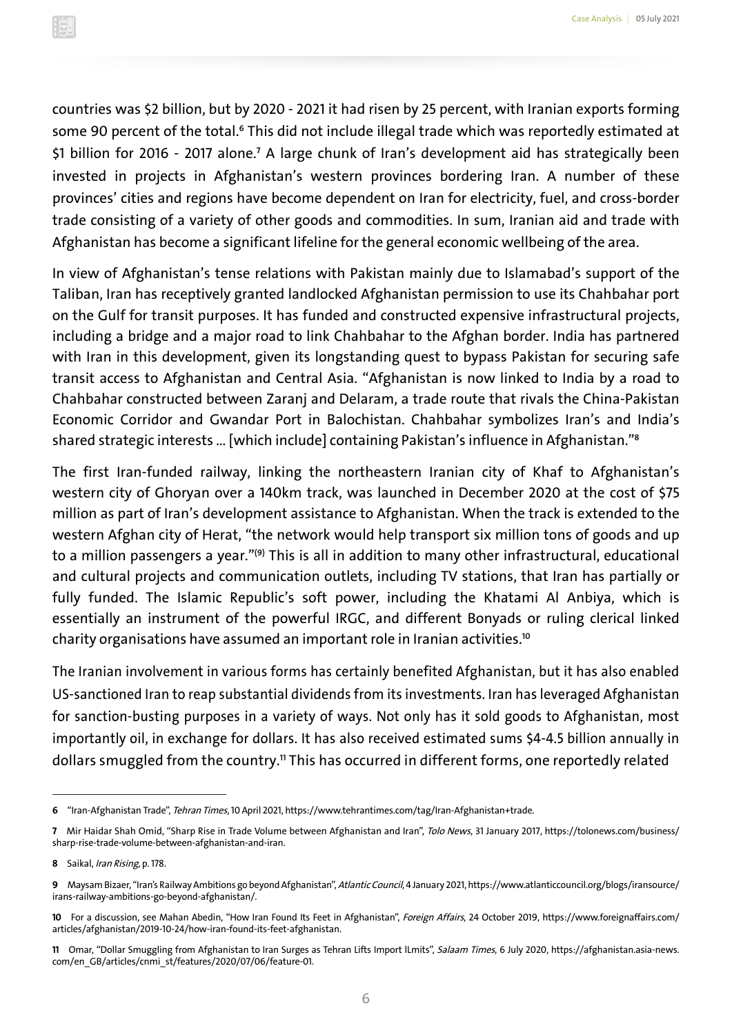countries was $2 billion, but by 2020 - 2021 it had risen by 25 percent, with Iranian exports forming some 90 percent of the total.[6] This did not include illegal trade which was reportedly estimated at $1 billion for 2016 - 2017 alone.[7] A large chunk of Iran's development aid has strategically been invested in projects in Afghanistan's western provinces bordering Iran. A number of these provinces' cities and regions have become dependent on Iran for electricity, fuel, and cross-border trade consisting of a variety of other goods and commodities. In sum, Iranian aid and trade with Afghanistan has become a significant lifeline for the general economic wellbeing of the area.

In view of Afghanistan's tense relations with Pakistan mainly due to Islamabad's support of the Taliban, Iran has receptively granted landlocked Afghanistan permission to use its Chahbahar port on the Gulf for transit purposes. It has funded and constructed expensive infrastructural projects, including a bridge and a major road to link Chahbahar to the Afghan border. India has partnered with Iran in this development, given its longstanding quest to bypass Pakistan for securing safe transit access to Afghanistan and Central Asia. "Afghanistan is now linked to India by a road to Chahbahar constructed between Zaranj and Delaram, a trade route that rivals the China-Pakistan Economic Corridor and Gwandar Port in Balochistan. Chahbahar symbolizes Iran's and India's shared strategic interests ... [which include] containing Pakistan's influence in Afghanistan."[8]

The first Iran-funded railway, linking the northeastern Iranian city of Khaf to Afghanistan's western city of Ghoryan over a 140km track, was launched in December 2020 at the cost of $75 million as part of Iran's development assistance to Afghanistan. When the track is extended to the western Afghan city of Herat, "the network would help transport six million tons of goods and up to a million passengers a year."[9] This is all in addition to many other infrastructural, educational and cultural projects and communication outlets, including TV stations, that Iran has partially or fully funded. The Islamic Republic's soft power, including the Khatami Al Anbiya, which is essentially an instrument of the powerful IRGC, and different Bonyads or ruling clerical linked charity organisations have assumed an important role in Iranian activities.[10]

The Iranian involvement in various forms has certainly benefited Afghanistan, but it has also enabled US-sanctioned Iran to reap substantial dividends from its investments. Iran has leveraged Afghanistan for sanction-busting purposes in a variety of ways. Not only has it sold goods to Afghanistan, most importantly oil, in exchange for dollars. It has also received estimated sums $4-4.5 billion annually in dollars smuggled from the country.[11] This has occurred in different forms, one reportedly related

---

6 "Iran-Afghanistan Trade", *Tehran Times*, 10 April 2021, https://www.tehrantimes.com/tag/Iran-Afghanistan+trade.

7 Mir Haidar Shah Omid, "Sharp Rise in Trade Volume between Afghanistan and Iran", *Tolo News*, 31 January 2017, https://tolonews.com/business/sharp-rise-trade-volume-between-afghanistan-and-iran.

8 Saikal, *Iran Rising*, p. 178.

9 Maysam Bizaer, "Iran's Railway Ambitions go beyond Afghanistan", *Atlantic Council*, 4 January 2021, https://www.atlanticcouncil.org/blogs/iransource/irans-railway-ambitions-go-beyond-afghanistan/.

10 For a discussion, see Mahan Abedin, "How Iran Found Its Feet in Afghanistan", *Foreign Affairs*, 24 October 2019, https://www.foreignaffairs.com/articles/afghanistan/2019-10-24/how-iran-found-its-feet-afghanistan.

11 Omar, "Dollar Smuggling from Afghanistan to Iran Surges as Tehran Lifts Import lLmits", *Salaam Times*, 6 July 2020, https://afghanistan.asia-news.com/en_GB/articles/cnmi_st/features/2020/07/06/feature-01.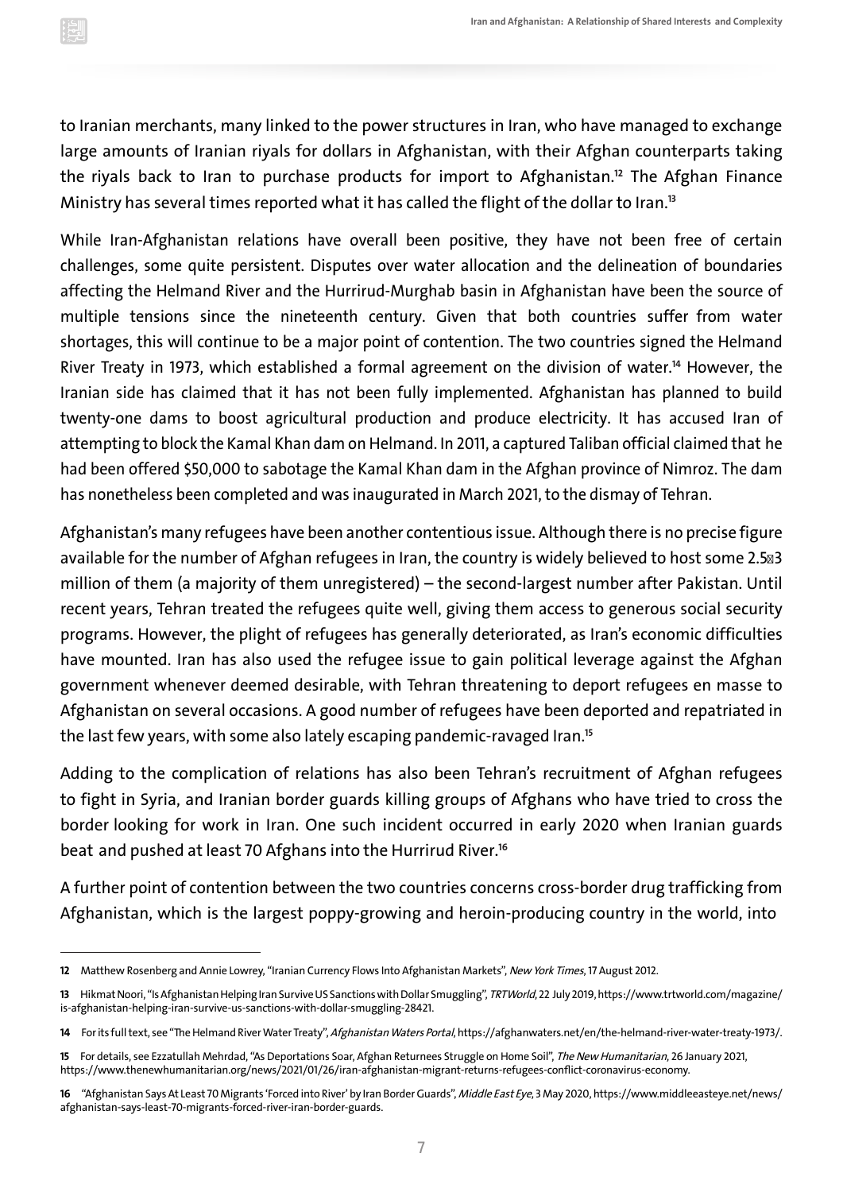to Iranian merchants, many linked to the power structures in Iran, who have managed to exchange large amounts of Iranian riyals for dollars in Afghanistan, with their Afghan counterparts taking the riyals back to Iran to purchase products for import to Afghanistan.[12] The Afghan Finance Ministry has several times reported what it has called the flight of the dollar to Iran.[13]

While Iran-Afghanistan relations have overall been positive, they have not been free of certain challenges, some quite persistent. Disputes over water allocation and the delineation of boundaries affecting the Helmand River and the Hurrirud-Murghab basin in Afghanistan have been the source of multiple tensions since the nineteenth century. Given that both countries suffer from water shortages, this will continue to be a major point of contention. The two countries signed the Helmand River Treaty in 1973, which established a formal agreement on the division of water.[14] However, the Iranian side has claimed that it has not been fully implemented. Afghanistan has planned to build twenty-one dams to boost agricultural production and produce electricity. It has accused Iran of attempting to block the Kamal Khan dam on Helmand. In 2011, a captured Taliban official claimed that he had been offered $50,000 to sabotage the Kamal Khan dam in the Afghan province of Nimroz. The dam has nonetheless been completed and was inaugurated in March 2021, to the dismay of Tehran.

Afghanistan's many refugees have been another contentious issue. Although there is no precise figure available for the number of Afghan refugees in Iran, the country is widely believed to host some 2.5–3 million of them (a majority of them unregistered) – the second-largest number after Pakistan. Until recent years, Tehran treated the refugees quite well, giving them access to generous social security programs. However, the plight of refugees has generally deteriorated, as Iran's economic difficulties have mounted. Iran has also used the refugee issue to gain political leverage against the Afghan government whenever deemed desirable, with Tehran threatening to deport refugees en masse to Afghanistan on several occasions. A good number of refugees have been deported and repatriated in the last few years, with some also lately escaping pandemic-ravaged Iran.[15]

Adding to the complication of relations has also been Tehran's recruitment of Afghan refugees to fight in Syria, and Iranian border guards killing groups of Afghans who have tried to cross the border looking for work in Iran. One such incident occurred in early 2020 when Iranian guards beat and pushed at least 70 Afghans into the Hurrirud River.[16]

A further point of contention between the two countries concerns cross-border drug trafficking from Afghanistan, which is the largest poppy-growing and heroin-producing country in the world, into

---

**12** Matthew Rosenberg and Annie Lowrey, "Iranian Currency Flows Into Afghanistan Markets", *New York Times*, 17 August 2012.

**13** Hikmat Noori, "Is Afghanistan Helping Iran Survive US Sanctions with Dollar Smuggling", *TRTWorld*, 22 July 2019, https://www.trtworld.com/magazine/is-afghanistan-helping-iran-survive-us-sanctions-with-dollar-smuggling-28421.

**14** For its full text, see "The Helmand River Water Treaty", *Afghanistan Waters Portal*, https://afghanwaters.net/en/the-helmand-river-water-treaty-1973/.

**15** For details, see Ezzatullah Mehrdad, "As Deportations Soar, Afghan Returnees Struggle on Home Soil", *The New Humanitarian*, 26 January 2021, https://www.thenewhumanitarian.org/news/2021/01/26/iran-afghanistan-migrant-returns-refugees-conflict-coronavirus-economy.

**16** "Afghanistan Says At Least 70 Migrants 'Forced into River' by Iran Border Guards", *Middle East Eye*, 3 May 2020, https://www.middleeasteye.net/news/afghanistan-says-least-70-migrants-forced-river-iran-border-guards.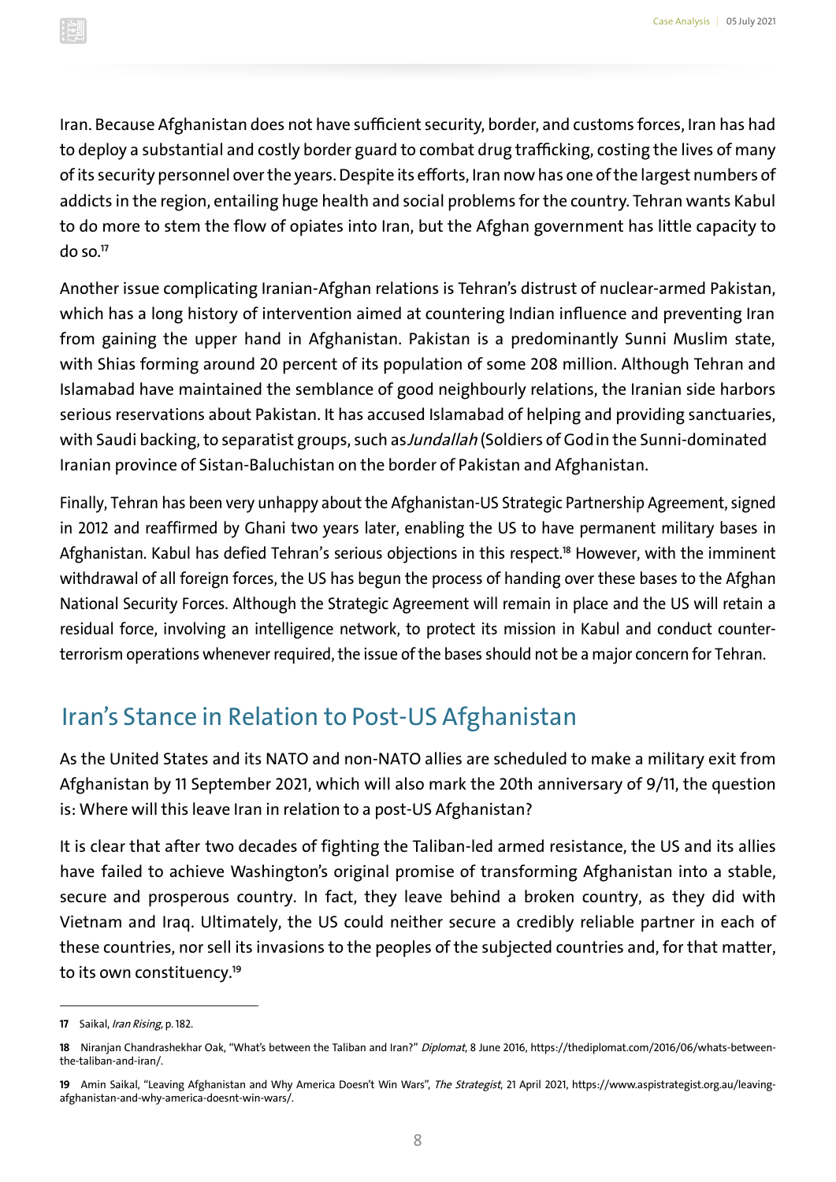Iran. Because Afghanistan does not have sufficient security, border, and customs forces, Iran has had to deploy a substantial and costly border guard to combat drug trafficking, costing the lives of many of its security personnel over the years. Despite its efforts, Iran now has one of the largest numbers of addicts in the region, entailing huge health and social problems for the country. Tehran wants Kabul to do more to stem the flow of opiates into Iran, but the Afghan government has little capacity to do so.[17]

Another issue complicating Iranian-Afghan relations is Tehran's distrust of nuclear-armed Pakistan, which has a long history of intervention aimed at countering Indian influence and preventing Iran from gaining the upper hand in Afghanistan. Pakistan is a predominantly Sunni Muslim state, with Shias forming around 20 percent of its population of some 208 million. Although Tehran and Islamabad have maintained the semblance of good neighbourly relations, the Iranian side harbors serious reservations about Pakistan. It has accused Islamabad of helping and providing sanctuaries, with Saudi backing, to separatist groups, such as *Jundallah* (Soldiers of God in the Sunni-dominated Iranian province of Sistan-Baluchistan on the border of Pakistan and Afghanistan.

Finally, Tehran has been very unhappy about the Afghanistan-US Strategic Partnership Agreement, signed in 2012 and reaffirmed by Ghani two years later, enabling the US to have permanent military bases in Afghanistan. Kabul has defied Tehran's serious objections in this respect.[18] However, with the imminent withdrawal of all foreign forces, the US has begun the process of handing over these bases to the Afghan National Security Forces. Although the Strategic Agreement will remain in place and the US will retain a residual force, involving an intelligence network, to protect its mission in Kabul and conduct counter-terrorism operations whenever required, the issue of the bases should not be a major concern for Tehran.

## Iran's Stance in Relation to Post-US Afghanistan

As the United States and its NATO and non-NATO allies are scheduled to make a military exit from Afghanistan by 11 September 2021, which will also mark the 20th anniversary of 9/11, the question is: Where will this leave Iran in relation to a post-US Afghanistan?

It is clear that after two decades of fighting the Taliban-led armed resistance, the US and its allies have failed to achieve Washington's original promise of transforming Afghanistan into a stable, secure and prosperous country. In fact, they leave behind a broken country, as they did with Vietnam and Iraq. Ultimately, the US could neither secure a credibly reliable partner in each of these countries, nor sell its invasions to the peoples of the subjected countries and, for that matter, to its own constituency.[19]

---

**17** Saikal, *Iran Rising*, p. 182.

**18** Niranjan Chandrashekhar Oak, "What's between the Taliban and Iran?" *Diplomat*, 8 June 2016, https://thediplomat.com/2016/06/whats-between-the-taliban-and-iran/.

**19** Amin Saikal, "Leaving Afghanistan and Why America Doesn't Win Wars", *The Strategist*, 21 April 2021, https://www.aspistrategist.org.au/leaving-afghanistan-and-why-america-doesnt-win-wars/.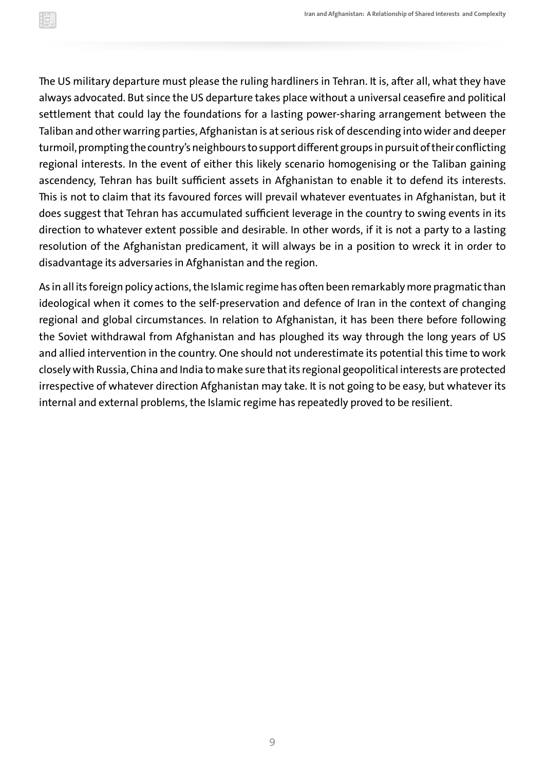The US military departure must please the ruling hardliners in Tehran. It is, after all, what they have always advocated. But since the US departure takes place without a universal ceasefire and political settlement that could lay the foundations for a lasting power-sharing arrangement between the Taliban and other warring parties, Afghanistan is at serious risk of descending into wider and deeper turmoil, prompting the country's neighbours to support different groups in pursuit of their conflicting regional interests. In the event of either this likely scenario homogenising or the Taliban gaining ascendency, Tehran has built sufficient assets in Afghanistan to enable it to defend its interests. This is not to claim that its favoured forces will prevail whatever eventuates in Afghanistan, but it does suggest that Tehran has accumulated sufficient leverage in the country to swing events in its direction to whatever extent possible and desirable. In other words, if it is not a party to a lasting resolution of the Afghanistan predicament, it will always be in a position to wreck it in order to disadvantage its adversaries in Afghanistan and the region.

As in all its foreign policy actions, the Islamic regime has often been remarkably more pragmatic than ideological when it comes to the self-preservation and defence of Iran in the context of changing regional and global circumstances. In relation to Afghanistan, it has been there before following the Soviet withdrawal from Afghanistan and has ploughed its way through the long years of US and allied intervention in the country. One should not underestimate its potential this time to work closely with Russia, China and India to make sure that its regional geopolitical interests are protected irrespective of whatever direction Afghanistan may take. It is not going to be easy, but whatever its internal and external problems, the Islamic regime has repeatedly proved to be resilient.